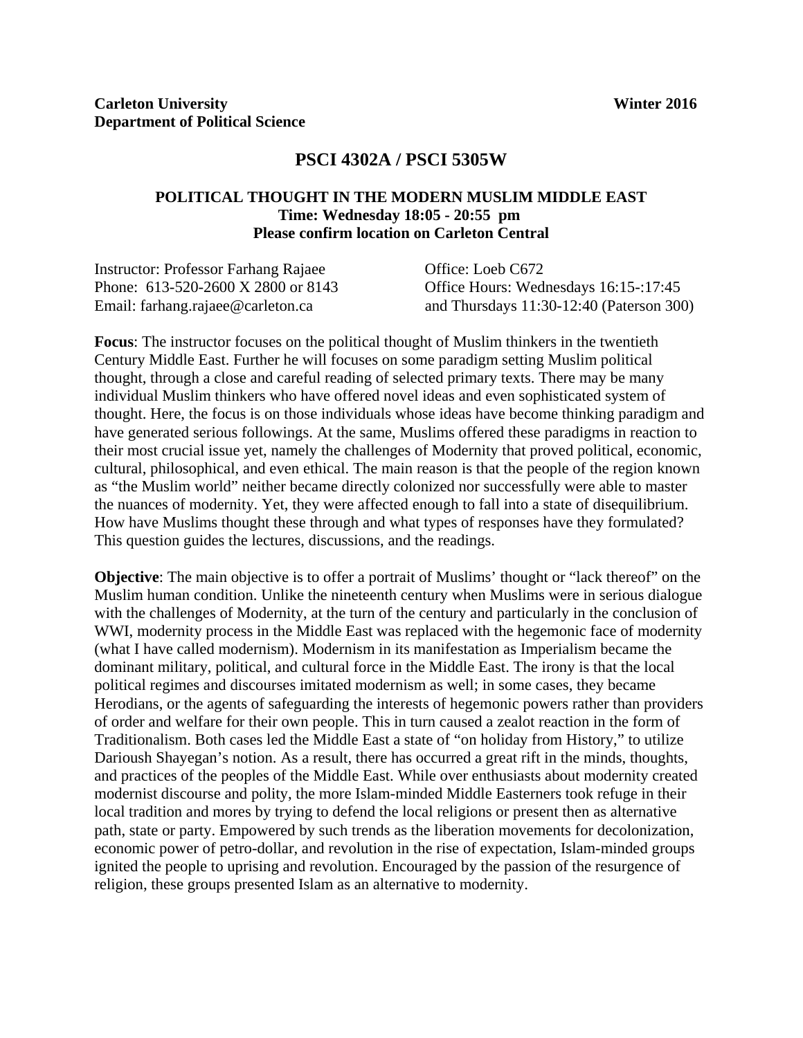**Carleton University** **Winter 2016**
**Department of Political Science**

# PSCI 4302A / PSCI 5305W

### POLITICAL THOUGHT IN THE MODERN MUSLIM MIDDLE EAST
**Time: Wednesday 18:05 - 20:55 pm**
**Please confirm location on Carleton Central**

Instructor: Professor Farhang Rajaee
Phone: 613-520-2600 X 2800 or 8143
Email: farhang.rajaee@carleton.ca

Office: Loeb C672
Office Hours: Wednesdays 16:15-:17:45 and Thursdays 11:30-12:40 (Paterson 300)

**Focus**: The instructor focuses on the political thought of Muslim thinkers in the twentieth Century Middle East. Further he will focuses on some paradigm setting Muslim political thought, through a close and careful reading of selected primary texts. There may be many individual Muslim thinkers who have offered novel ideas and even sophisticated system of thought. Here, the focus is on those individuals whose ideas have become thinking paradigm and have generated serious followings. At the same, Muslims offered these paradigms in reaction to their most crucial issue yet, namely the challenges of Modernity that proved political, economic, cultural, philosophical, and even ethical. The main reason is that the people of the region known as "the Muslim world" neither became directly colonized nor successfully were able to master the nuances of modernity. Yet, they were affected enough to fall into a state of disequilibrium. How have Muslims thought these through and what types of responses have they formulated? This question guides the lectures, discussions, and the readings.

**Objective**: The main objective is to offer a portrait of Muslims' thought or "lack thereof" on the Muslim human condition. Unlike the nineteenth century when Muslims were in serious dialogue with the challenges of Modernity, at the turn of the century and particularly in the conclusion of WWI, modernity process in the Middle East was replaced with the hegemonic face of modernity (what I have called modernism). Modernism in its manifestation as Imperialism became the dominant military, political, and cultural force in the Middle East. The irony is that the local political regimes and discourses imitated modernism as well; in some cases, they became Herodians, or the agents of safeguarding the interests of hegemonic powers rather than providers of order and welfare for their own people. This in turn caused a zealot reaction in the form of Traditionalism. Both cases led the Middle East a state of "on holiday from History," to utilize Darioush Shayegan's notion. As a result, there has occurred a great rift in the minds, thoughts, and practices of the peoples of the Middle East. While over enthusiasts about modernity created modernist discourse and polity, the more Islam-minded Middle Easterners took refuge in their local tradition and mores by trying to defend the local religions or present then as alternative path, state or party. Empowered by such trends as the liberation movements for decolonization, economic power of petro-dollar, and revolution in the rise of expectation, Islam-minded groups ignited the people to uprising and revolution. Encouraged by the passion of the resurgence of religion, these groups presented Islam as an alternative to modernity.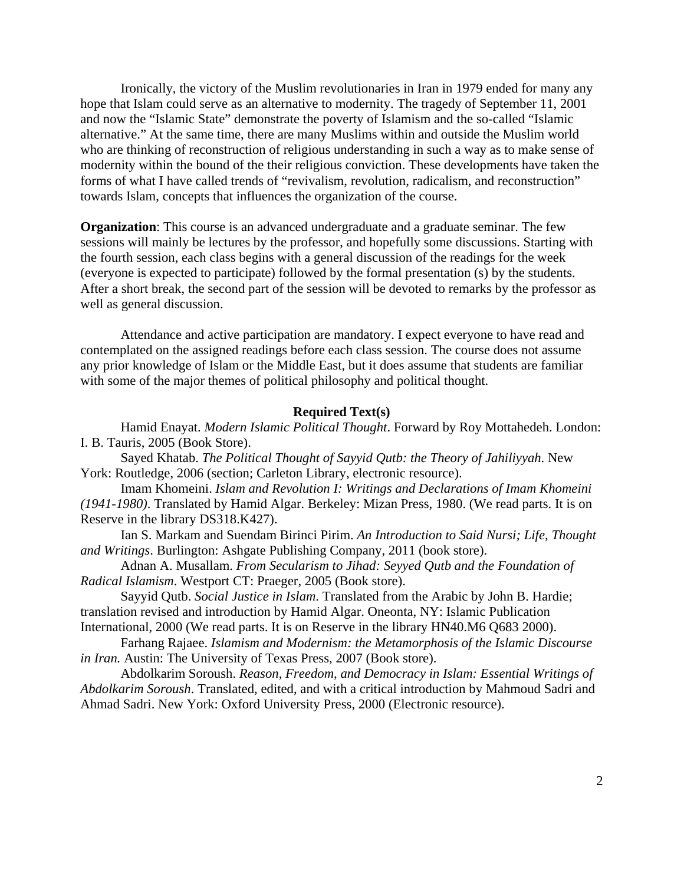Ironically, the victory of the Muslim revolutionaries in Iran in 1979 ended for many any hope that Islam could serve as an alternative to modernity. The tragedy of September 11, 2001 and now the "Islamic State" demonstrate the poverty of Islamism and the so-called "Islamic alternative." At the same time, there are many Muslims within and outside the Muslim world who are thinking of reconstruction of religious understanding in such a way as to make sense of modernity within the bound of the their religious conviction. These developments have taken the forms of what I have called trends of "revivalism, revolution, radicalism, and reconstruction" towards Islam, concepts that influences the organization of the course.

**Organization**: This course is an advanced undergraduate and a graduate seminar. The few sessions will mainly be lectures by the professor, and hopefully some discussions. Starting with the fourth session, each class begins with a general discussion of the readings for the week (everyone is expected to participate) followed by the formal presentation (s) by the students. After a short break, the second part of the session will be devoted to remarks by the professor as well as general discussion.

Attendance and active participation are mandatory. I expect everyone to have read and contemplated on the assigned readings before each class session. The course does not assume any prior knowledge of Islam or the Middle East, but it does assume that students are familiar with some of the major themes of political philosophy and political thought.

**Required Text(s)**

Hamid Enayat. *Modern Islamic Political Thought*. Forward by Roy Mottahedeh. London: I. B. Tauris, 2005 (Book Store).

Sayed Khatab. *The Political Thought of Sayyid Qutb: the Theory of Jahiliyyah*. New York: Routledge, 2006 (section; Carleton Library, electronic resource).

Imam Khomeini. *Islam and Revolution I: Writings and Declarations of Imam Khomeini (1941-1980)*. Translated by Hamid Algar. Berkeley: Mizan Press, 1980. (We read parts. It is on Reserve in the library DS318.K427).

Ian S. Markam and Suendam Birinci Pirim. *An Introduction to Said Nursi; Life, Thought and Writings*. Burlington: Ashgate Publishing Company, 2011 (book store).

Adnan A. Musallam. *From Secularism to Jihad: Seyyed Qutb and the Foundation of Radical Islamism*. Westport CT: Praeger, 2005 (Book store).

Sayyid Qutb. *Social Justice in Islam*. Translated from the Arabic by John B. Hardie; translation revised and introduction by Hamid Algar. Oneonta, NY: Islamic Publication International, 2000 (We read parts. It is on Reserve in the library HN40.M6 Q683 2000).

Farhang Rajaee. *Islamism and Modernism: the Metamorphosis of the Islamic Discourse in Iran.* Austin: The University of Texas Press, 2007 (Book store).

Abdolkarim Soroush. *Reason, Freedom, and Democracy in Islam: Essential Writings of Abdolkarim Soroush*. Translated, edited, and with a critical introduction by Mahmoud Sadri and Ahmad Sadri. New York: Oxford University Press, 2000 (Electronic resource).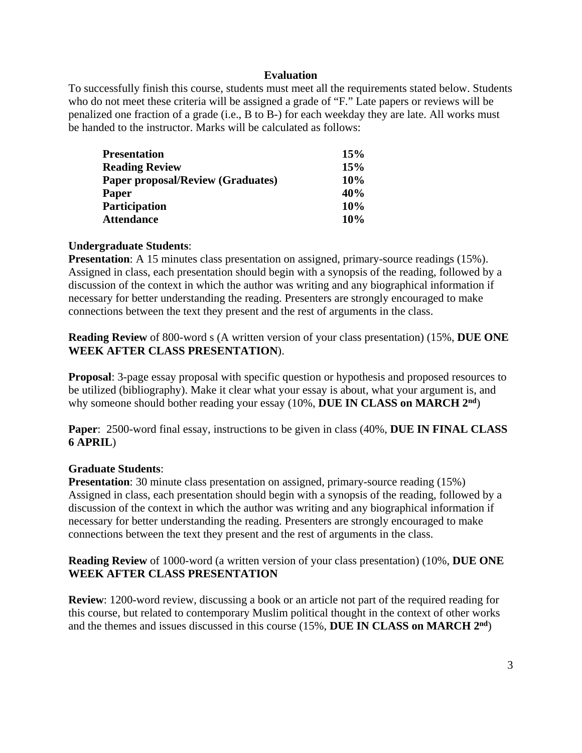## Evaluation

To successfully finish this course, students must meet all the requirements stated below. Students who do not meet these criteria will be assigned a grade of "F." Late papers or reviews will be penalized one fraction of a grade (i.e., B to B-) for each weekday they are late. All works must be handed to the instructor. Marks will be calculated as follows:

| | |
|---|---|
| **Presentation** | **15%** |
| **Reading Review** | **15%** |
| **Paper proposal/Review (Graduates)** | **10%** |
| **Paper** | **40%** |
| **Participation** | **10%** |
| **Attendance** | **10%** |

**Undergraduate Students**:

**Presentation**: A 15 minutes class presentation on assigned, primary-source readings (15%). Assigned in class, each presentation should begin with a synopsis of the reading, followed by a discussion of the context in which the author was writing and any biographical information if necessary for better understanding the reading. Presenters are strongly encouraged to make connections between the text they present and the rest of arguments in the class.

**Reading Review** of 800-word s (A written version of your class presentation) (15%, **DUE ONE WEEK AFTER CLASS PRESENTATION**).

**Proposal**: 3-page essay proposal with specific question or hypothesis and proposed resources to be utilized (bibliography). Make it clear what your essay is about, what your argument is, and why someone should bother reading your essay (10%, **DUE IN CLASS on MARCH 2nd**)

**Paper**: 2500-word final essay, instructions to be given in class (40%, **DUE IN FINAL CLASS 6 APRIL**)

**Graduate Students**:

**Presentation**: 30 minute class presentation on assigned, primary-source reading (15%) Assigned in class, each presentation should begin with a synopsis of the reading, followed by a discussion of the context in which the author was writing and any biographical information if necessary for better understanding the reading. Presenters are strongly encouraged to make connections between the text they present and the rest of arguments in the class.

**Reading Review** of 1000-word (a written version of your class presentation) (10%, **DUE ONE WEEK AFTER CLASS PRESENTATION**

**Review**: 1200-word review, discussing a book or an article not part of the required reading for this course, but related to contemporary Muslim political thought in the context of other works and the themes and issues discussed in this course (15%, **DUE IN CLASS on MARCH 2nd**)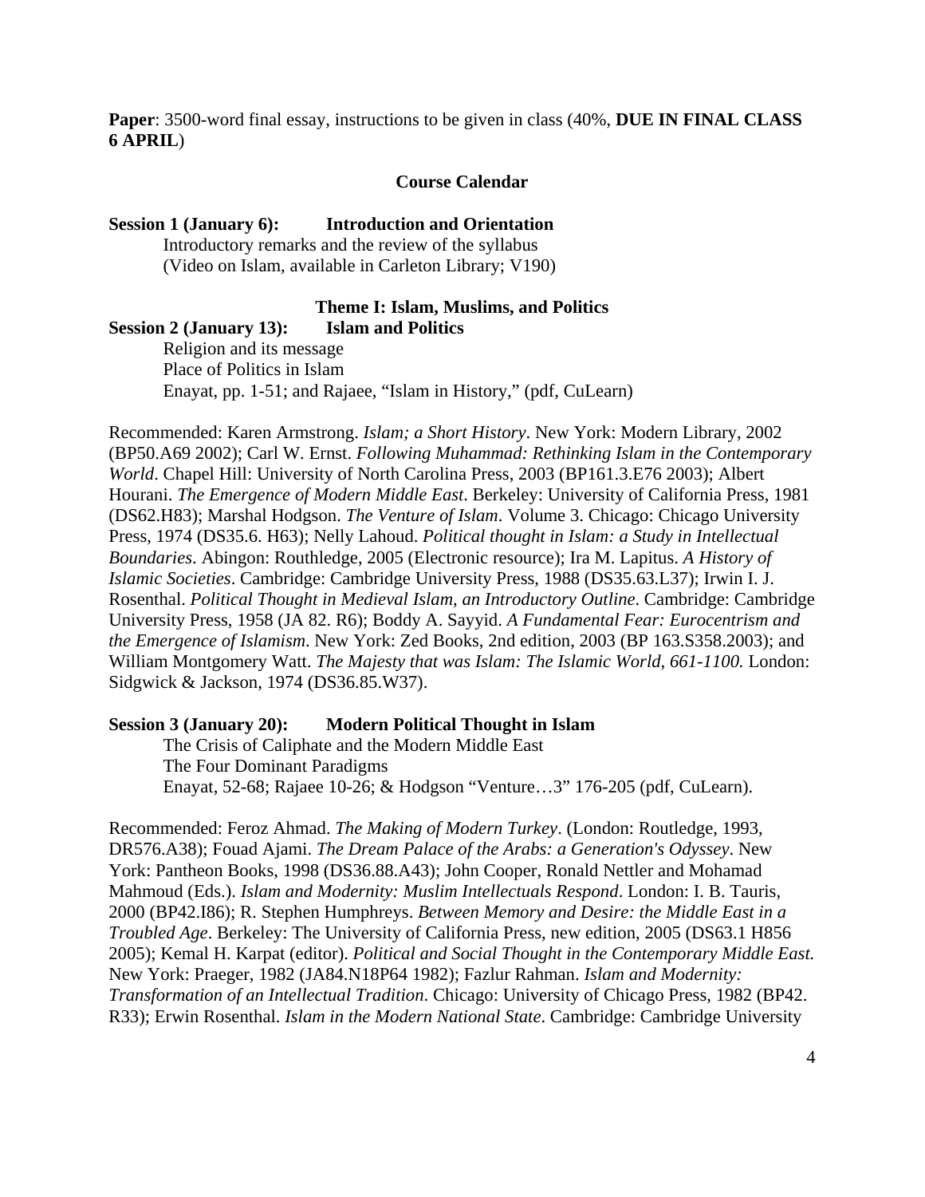**Paper**: 3500-word final essay, instructions to be given in class (40%, **DUE IN FINAL CLASS 6 APRIL**)

## Course Calendar

**Session 1 (January 6): Introduction and Orientation**

Introductory remarks and the review of the syllabus
(Video on Islam, available in Carleton Library; V190)

### Theme I: Islam, Muslims, and Politics

**Session 2 (January 13): Islam and Politics**

Religion and its message
Place of Politics in Islam
Enayat, pp. 1-51; and Rajaee, "Islam in History," (pdf, CuLearn)

Recommended: Karen Armstrong. *Islam; a Short History*. New York: Modern Library, 2002 (BP50.A69 2002); Carl W. Ernst. *Following Muhammad: Rethinking Islam in the Contemporary World*. Chapel Hill: University of North Carolina Press, 2003 (BP161.3.E76 2003); Albert Hourani. *The Emergence of Modern Middle East*. Berkeley: University of California Press, 1981 (DS62.H83); Marshal Hodgson. *The Venture of Islam*. Volume 3. Chicago: Chicago University Press, 1974 (DS35.6. H63); Nelly Lahoud. *Political thought in Islam: a Study in Intellectual Boundaries*. Abingon: Routhledge, 2005 (Electronic resource); Ira M. Lapitus. *A History of Islamic Societies*. Cambridge: Cambridge University Press, 1988 (DS35.63.L37); Irwin I. J. Rosenthal. *Political Thought in Medieval Islam, an Introductory Outline*. Cambridge: Cambridge University Press, 1958 (JA 82. R6); Boddy A. Sayyid. *A Fundamental Fear: Eurocentrism and the Emergence of Islamism*. New York: Zed Books, 2nd edition, 2003 (BP 163.S358.2003); and William Montgomery Watt. *The Majesty that was Islam: The Islamic World, 661-1100.* London: Sidgwick & Jackson, 1974 (DS36.85.W37).

**Session 3 (January 20): Modern Political Thought in Islam**

The Crisis of Caliphate and the Modern Middle East
The Four Dominant Paradigms
Enayat, 52-68; Rajaee 10-26; & Hodgson "Venture…3" 176-205 (pdf, CuLearn).

Recommended: Feroz Ahmad. *The Making of Modern Turkey*. (London: Routledge, 1993, DR576.A38); Fouad Ajami. *The Dream Palace of the Arabs: a Generation's Odyssey*. New York: Pantheon Books, 1998 (DS36.88.A43); John Cooper, Ronald Nettler and Mohamad Mahmoud (Eds.). *Islam and Modernity: Muslim Intellectuals Respond*. London: I. B. Tauris, 2000 (BP42.I86); R. Stephen Humphreys. *Between Memory and Desire: the Middle East in a Troubled Age*. Berkeley: The University of California Press, new edition, 2005 (DS63.1 H856 2005); Kemal H. Karpat (editor). *Political and Social Thought in the Contemporary Middle East.* New York: Praeger, 1982 (JA84.N18P64 1982); Fazlur Rahman. *Islam and Modernity: Transformation of an Intellectual Tradition*. Chicago: University of Chicago Press, 1982 (BP42. R33); Erwin Rosenthal. *Islam in the Modern National State*. Cambridge: Cambridge University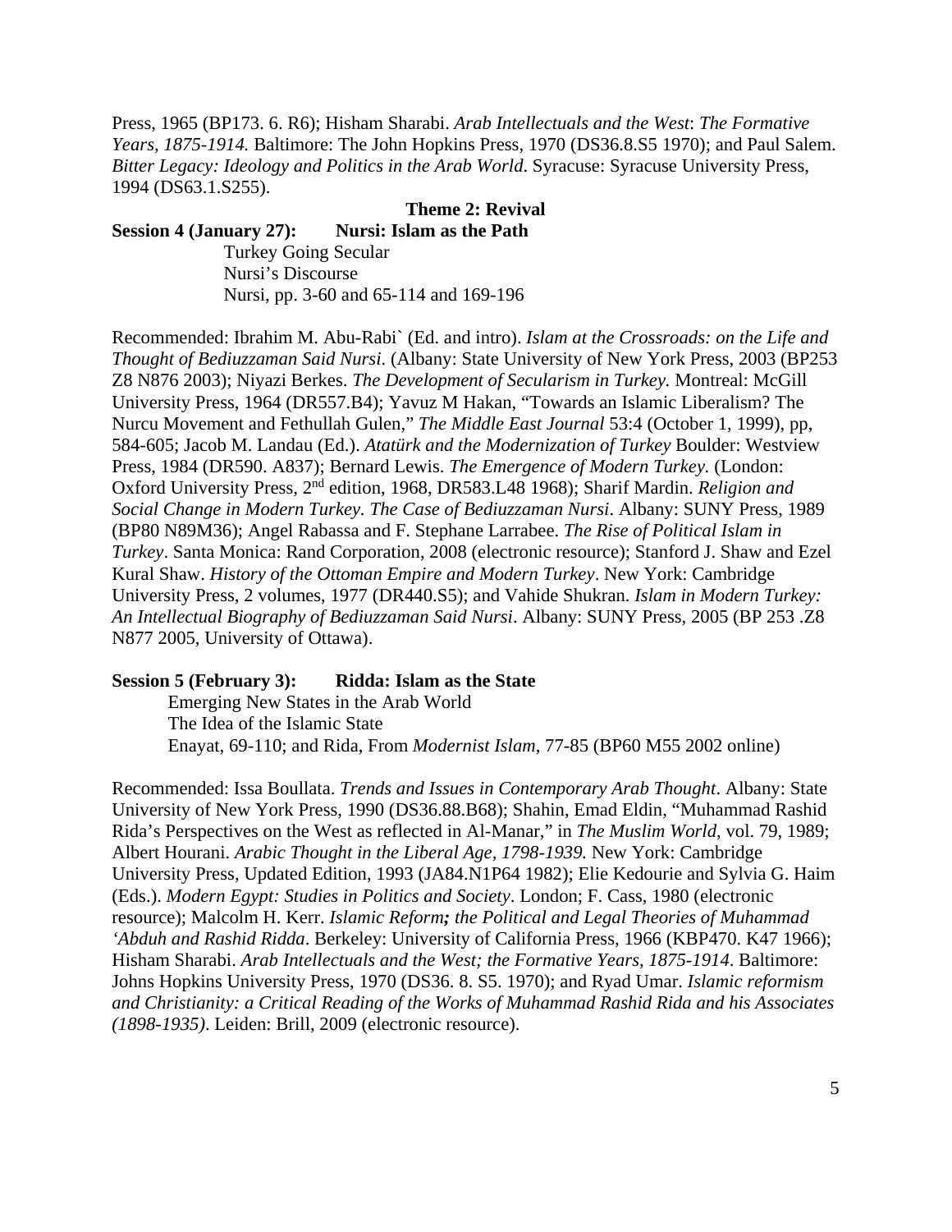Press, 1965 (BP173. 6. R6); Hisham Sharabi. *Arab Intellectuals and the West*: *The Formative Years, 1875-1914.* Baltimore: The John Hopkins Press, 1970 (DS36.8.S5 1970); and Paul Salem. *Bitter Legacy: Ideology and Politics in the Arab World*. Syracuse: Syracuse University Press, 1994 (DS63.1.S255).

## Theme 2: Revival

**Session 4 (January 27): Nursi: Islam as the Path**

Turkey Going Secular
Nursi's Discourse
Nursi, pp. 3-60 and 65-114 and 169-196

Recommended: Ibrahim M. Abu-Rabi` (Ed. and intro). *Islam at the Crossroads: on the Life and Thought of Bediuzzaman Said Nursi*. (Albany: State University of New York Press, 2003 (BP253 Z8 N876 2003); Niyazi Berkes. *The Development of Secularism in Turkey.* Montreal: McGill University Press, 1964 (DR557.B4); Yavuz M Hakan, "Towards an Islamic Liberalism? The Nurcu Movement and Fethullah Gulen," *The Middle East Journal* 53:4 (October 1, 1999), pp, 584-605; Jacob M. Landau (Ed.). *Atatürk and the Modernization of Turkey* Boulder: Westview Press, 1984 (DR590. A837); Bernard Lewis. *The Emergence of Modern Turkey.* (London: Oxford University Press, 2nd edition, 1968, DR583.L48 1968); Sharif Mardin. *Religion and Social Change in Modern Turkey. The Case of Bediuzzaman Nursi*. Albany: SUNY Press, 1989 (BP80 N89M36); Angel Rabassa and F. Stephane Larrabee. *The Rise of Political Islam in Turkey*. Santa Monica: Rand Corporation, 2008 (electronic resource); Stanford J. Shaw and Ezel Kural Shaw. *History of the Ottoman Empire and Modern Turkey*. New York: Cambridge University Press, 2 volumes, 1977 (DR440.S5); and Vahide Shukran. *Islam in Modern Turkey: An Intellectual Biography of Bediuzzaman Said Nursi*. Albany: SUNY Press, 2005 (BP 253 .Z8 N877 2005, University of Ottawa).

**Session 5 (February 3): Ridda: Islam as the State**

Emerging New States in the Arab World
The Idea of the Islamic State
Enayat, 69-110; and Rida, From *Modernist Islam*, 77-85 (BP60 M55 2002 online)

Recommended: Issa Boullata. *Trends and Issues in Contemporary Arab Thought*. Albany: State University of New York Press, 1990 (DS36.88.B68); Shahin, Emad Eldin, "Muhammad Rashid Rida's Perspectives on the West as reflected in Al-Manar," in *The Muslim World*, vol. 79, 1989; Albert Hourani. *Arabic Thought in the Liberal Age, 1798-1939.* New York: Cambridge University Press, Updated Edition, 1993 (JA84.N1P64 1982); Elie Kedourie and Sylvia G. Haim (Eds.). *Modern Egypt: Studies in Politics and Society*. London; F. Cass, 1980 (electronic resource); Malcolm H. Kerr. *Islamic Reform**;** the Political and Legal Theories of Muhammad 'Abduh and Rashid Ridda*. Berkeley: University of California Press, 1966 (KBP470. K47 1966); Hisham Sharabi. *Arab Intellectuals and the West; the Formative Years, 1875-1914*. Baltimore: Johns Hopkins University Press, 1970 (DS36. 8. S5. 1970); and Ryad Umar. *Islamic reformism and Christianity: a Critical Reading of the Works of Muhammad Rashid Rida and his Associates (1898-1935)*. Leiden: Brill, 2009 (electronic resource).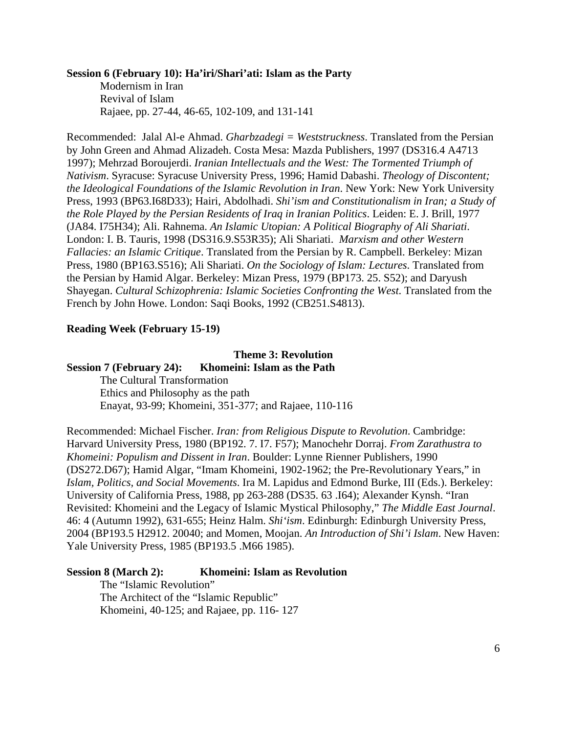**Session 6 (February 10): Ha'iri/Shari'ati: Islam as the Party**

Modernism in Iran
Revival of Islam
Rajaee, pp. 27-44, 46-65, 102-109, and 131-141

Recommended: Jalal Al-e Ahmad. *Gharbzadegi = Weststruckness*. Translated from the Persian by John Green and Ahmad Alizadeh. Costa Mesa: Mazda Publishers, 1997 (DS316.4 A4713 1997); Mehrzad Boroujerdi. *Iranian Intellectuals and the West: The Tormented Triumph of Nativism*. Syracuse: Syracuse University Press, 1996; Hamid Dabashi. *Theology of Discontent; the Ideological Foundations of the Islamic Revolution in Iran*. New York: New York University Press, 1993 (BP63.I68D33); Hairi, Abdolhadi. *Shi'ism and Constitutionalism in Iran; a Study of the Role Played by the Persian Residents of Iraq in Iranian Politics*. Leiden: E. J. Brill, 1977 (JA84. I75H34); Ali. Rahnema. *An Islamic Utopian: A Political Biography of Ali Shariati*. London: I. B. Tauris, 1998 (DS316.9.S53R35); Ali Shariati. *Marxism and other Western Fallacies: an Islamic Critique*. Translated from the Persian by R. Campbell. Berkeley: Mizan Press, 1980 (BP163.S516); Ali Shariati. *On the Sociology of Islam: Lectures*. Translated from the Persian by Hamid Algar. Berkeley: Mizan Press, 1979 (BP173. 25. S52); and Daryush Shayegan. *Cultural Schizophrenia: Islamic Societies Confronting the West*. Translated from the French by John Howe. London: Saqi Books, 1992 (CB251.S4813).

**Reading Week (February 15-19)**

**Theme 3: Revolution**

**Session 7 (February 24): Khomeini: Islam as the Path**

The Cultural Transformation
Ethics and Philosophy as the path
Enayat, 93-99; Khomeini, 351-377; and Rajaee, 110-116

Recommended: Michael Fischer. *Iran: from Religious Dispute to Revolution*. Cambridge: Harvard University Press, 1980 (BP192. 7. I7. F57); Manochehr Dorraj. *From Zarathustra to Khomeini: Populism and Dissent in Iran*. Boulder: Lynne Rienner Publishers, 1990 (DS272.D67); Hamid Algar, "Imam Khomeini, 1902-1962; the Pre-Revolutionary Years," in *Islam, Politics, and Social Movements*. Ira M. Lapidus and Edmond Burke, III (Eds.). Berkeley: University of California Press, 1988, pp 263-288 (DS35. 63 .I64); Alexander Kynsh. "Iran Revisited: Khomeini and the Legacy of Islamic Mystical Philosophy," *The Middle East Journal*. 46: 4 (Autumn 1992), 631-655; Heinz Halm. *Shi'ism*. Edinburgh: Edinburgh University Press, 2004 (BP193.5 H2912. 20040; and Momen, Moojan. *An Introduction of Shi'i Islam*. New Haven: Yale University Press, 1985 (BP193.5 .M66 1985).

**Session 8 (March 2): Khomeini: Islam as Revolution**

The "Islamic Revolution"
The Architect of the "Islamic Republic"
Khomeini, 40-125; and Rajaee, pp. 116- 127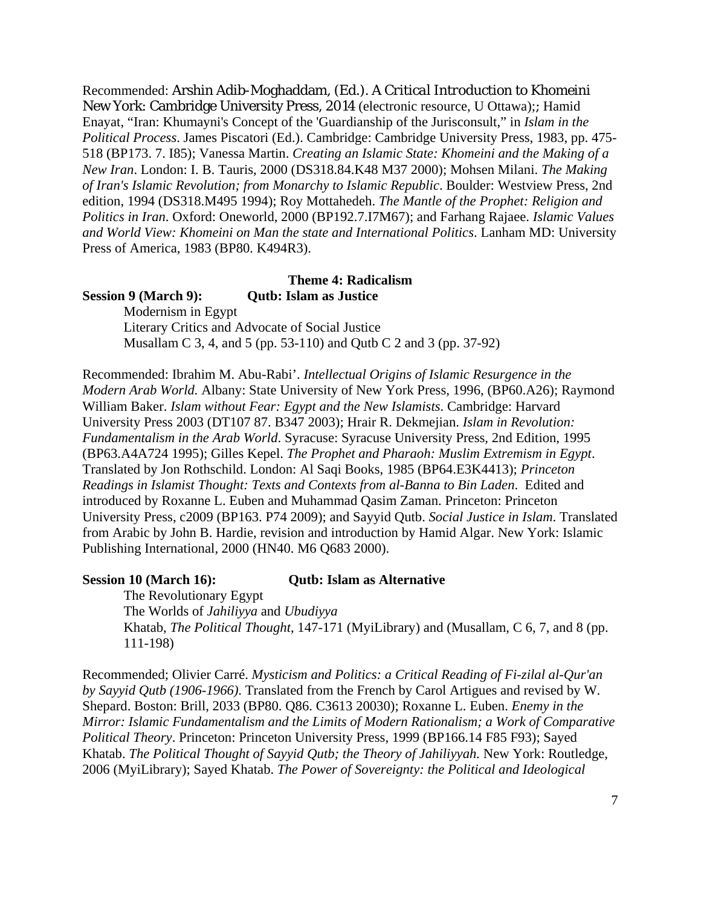Recommended: Arshin Adib-Moghaddam, (Ed.). A Critical Introduction to Khomeini New York: Cambridge University Press, 2014 (electronic resource, U Ottawa);; Hamid Enayat, "Iran: Khumayni's Concept of the 'Guardianship of the Jurisconsult," in *Islam in the Political Process*. James Piscatori (Ed.). Cambridge: Cambridge University Press, 1983, pp. 475-518 (BP173. 7. I85); Vanessa Martin. *Creating an Islamic State: Khomeini and the Making of a New Iran*. London: I. B. Tauris, 2000 (DS318.84.K48 M37 2000); Mohsen Milani. *The Making of Iran's Islamic Revolution; from Monarchy to Islamic Republic*. Boulder: Westview Press, 2nd edition, 1994 (DS318.M495 1994); Roy Mottahedeh. *The Mantle of the Prophet: Religion and Politics in Iran*. Oxford: Oneworld, 2000 (BP192.7.I7M67); and Farhang Rajaee. *Islamic Values and World View: Khomeini on Man the state and International Politics*. Lanham MD: University Press of America, 1983 (BP80. K494R3).

**Theme 4: Radicalism**

**Session 9 (March 9): Qutb: Islam as Justice**

Modernism in Egypt
Literary Critics and Advocate of Social Justice
Musallam C 3, 4, and 5 (pp. 53-110) and Qutb C 2 and 3 (pp. 37-92)

Recommended: Ibrahim M. Abu-Rabi'. *Intellectual Origins of Islamic Resurgence in the Modern Arab World.* Albany: State University of New York Press, 1996, (BP60.A26); Raymond William Baker. *Islam without Fear: Egypt and the New Islamists*. Cambridge: Harvard University Press 2003 (DT107 87. B347 2003); Hrair R. Dekmejian. *Islam in Revolution: Fundamentalism in the Arab World*. Syracuse: Syracuse University Press, 2nd Edition, 1995 (BP63.A4A724 1995); Gilles Kepel. *The Prophet and Pharaoh: Muslim Extremism in Egypt*. Translated by Jon Rothschild. London: Al Saqi Books, 1985 (BP64.E3K4413); *Princeton Readings in Islamist Thought: Texts and Contexts from al-Banna to Bin Laden*. Edited and introduced by Roxanne L. Euben and Muhammad Qasim Zaman. Princeton: Princeton University Press, c2009 (BP163. P74 2009); and Sayyid Qutb. *Social Justice in Islam*. Translated from Arabic by John B. Hardie, revision and introduction by Hamid Algar. New York: Islamic Publishing International, 2000 (HN40. M6 Q683 2000).

**Session 10 (March 16): Qutb: Islam as Alternative**

The Revolutionary Egypt
The Worlds of *Jahiliyya* and *Ubudiyya*
Khatab, *The Political Thought*, 147-171 (MyiLibrary) and (Musallam, C 6, 7, and 8 (pp. 111-198)

Recommended; Olivier Carré. *Mysticism and Politics: a Critical Reading of Fi-zilal al-Qur'an by Sayyid Qutb (1906-1966)*. Translated from the French by Carol Artigues and revised by W. Shepard. Boston: Brill, 2033 (BP80. Q86. C3613 20030); Roxanne L. Euben. *Enemy in the Mirror: Islamic Fundamentalism and the Limits of Modern Rationalism; a Work of Comparative Political Theory*. Princeton: Princeton University Press, 1999 (BP166.14 F85 F93); Sayed Khatab. *The Political Thought of Sayyid Qutb; the Theory of Jahiliyyah.* New York: Routledge, 2006 (MyiLibrary); Sayed Khatab. *The Power of Sovereignty: the Political and Ideological*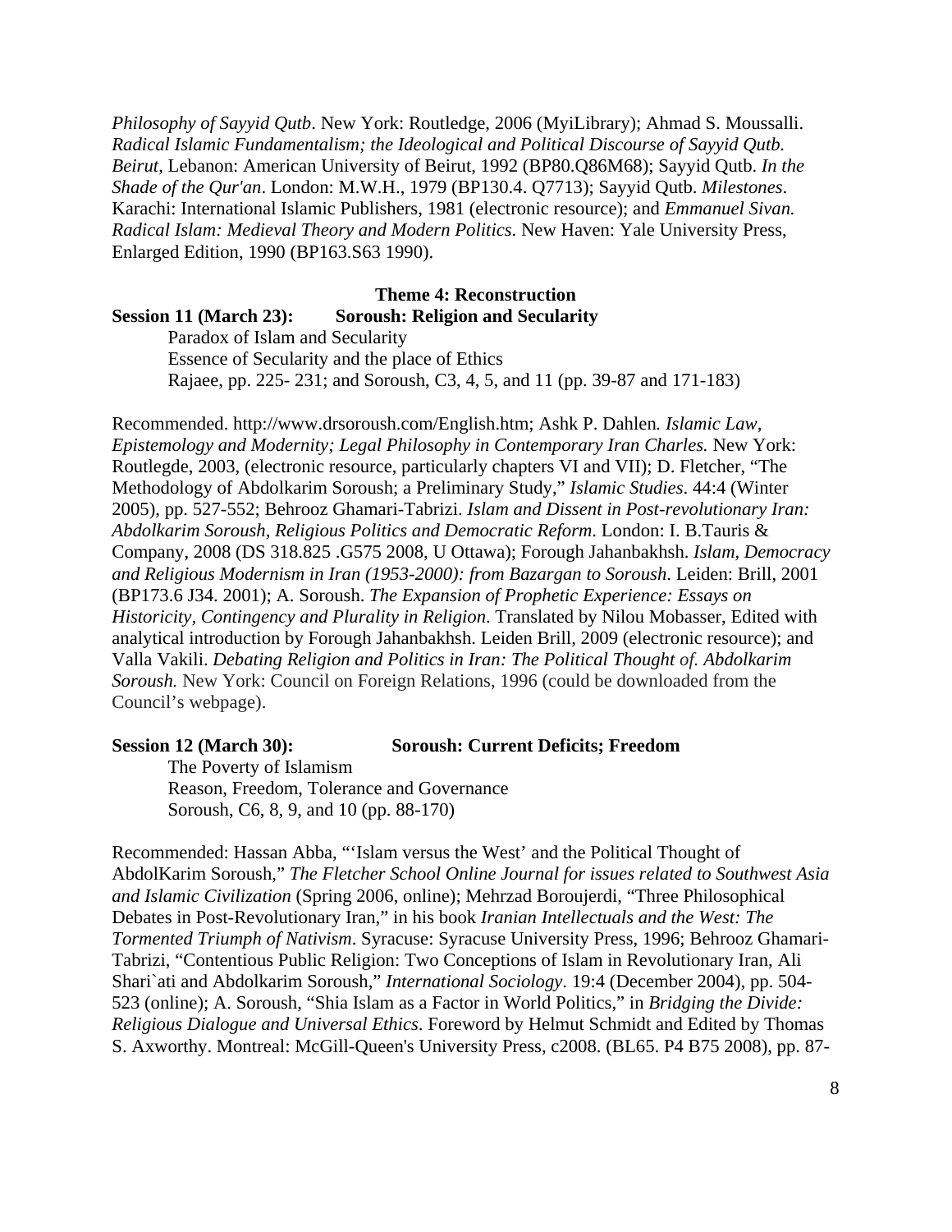*Philosophy of Sayyid Qutb*. New York: Routledge, 2006 (MyiLibrary); Ahmad S. Moussalli. *Radical Islamic Fundamentalism; the Ideological and Political Discourse of Sayyid Qutb. Beirut*, Lebanon: American University of Beirut, 1992 (BP80.Q86M68); Sayyid Qutb. *In the Shade of the Qur'an*. London: M.W.H., 1979 (BP130.4. Q7713); Sayyid Qutb. *Milestones*. Karachi: International Islamic Publishers, 1981 (electronic resource); and *Emmanuel Sivan. Radical Islam: Medieval Theory and Modern Politics*. New Haven: Yale University Press, Enlarged Edition, 1990 (BP163.S63 1990).

## Theme 4: Reconstruction

**Session 11 (March 23): Soroush: Religion and Secularity**

Paradox of Islam and Secularity
Essence of Secularity and the place of Ethics
Rajaee, pp. 225- 231; and Soroush, C3, 4, 5, and 11 (pp. 39-87 and 171-183)

Recommended. http://www.drsoroush.com/English.htm; Ashk P. Dahlen*. Islamic Law, Epistemology and Modernity; Legal Philosophy in Contemporary Iran Charles.* New York: Routlegde, 2003, (electronic resource, particularly chapters VI and VII); D. Fletcher, "The Methodology of Abdolkarim Soroush; a Preliminary Study," *Islamic Studies*. 44:4 (Winter 2005), pp. 527-552; Behrooz Ghamari-Tabrizi. *Islam and Dissent in Post-revolutionary Iran: Abdolkarim Soroush, Religious Politics and Democratic Reform*. London: I. B.Tauris & Company, 2008 (DS 318.825 .G575 2008, U Ottawa); Forough Jahanbakhsh. *Islam, Democracy and Religious Modernism in Iran (1953-2000): from Bazargan to Soroush*. Leiden: Brill, 2001 (BP173.6 J34. 2001); A. Soroush. *The Expansion of Prophetic Experience: Essays on Historicity, Contingency and Plurality in Religion*. Translated by Nilou Mobasser, Edited with analytical introduction by Forough Jahanbakhsh. Leiden Brill, 2009 (electronic resource); and Valla Vakili. *Debating Religion and Politics in Iran: The Political Thought of. Abdolkarim Soroush.* New York: Council on Foreign Relations, 1996 (could be downloaded from the Council's webpage).

**Session 12 (March 30): Soroush: Current Deficits; Freedom**

The Poverty of Islamism
Reason, Freedom, Tolerance and Governance
Soroush, C6, 8, 9, and 10 (pp. 88-170)

Recommended: Hassan Abba, "'Islam versus the West' and the Political Thought of AbdolKarim Soroush," *The Fletcher School Online Journal for issues related to Southwest Asia and Islamic Civilization* (Spring 2006, online); Mehrzad Boroujerdi, "Three Philosophical Debates in Post-Revolutionary Iran," in his book *Iranian Intellectuals and the West: The Tormented Triumph of Nativism*. Syracuse: Syracuse University Press, 1996; Behrooz Ghamari-Tabrizi, "Contentious Public Religion: Two Conceptions of Islam in Revolutionary Iran, Ali Shari`ati and Abdolkarim Soroush," *International Sociology*. 19:4 (December 2004), pp. 504-523 (online); A. Soroush, "Shia Islam as a Factor in World Politics," in *Bridging the Divide: Religious Dialogue and Universal Ethics*. Foreword by Helmut Schmidt and Edited by Thomas S. Axworthy. Montreal: McGill-Queen's University Press, c2008. (BL65. P4 B75 2008), pp. 87-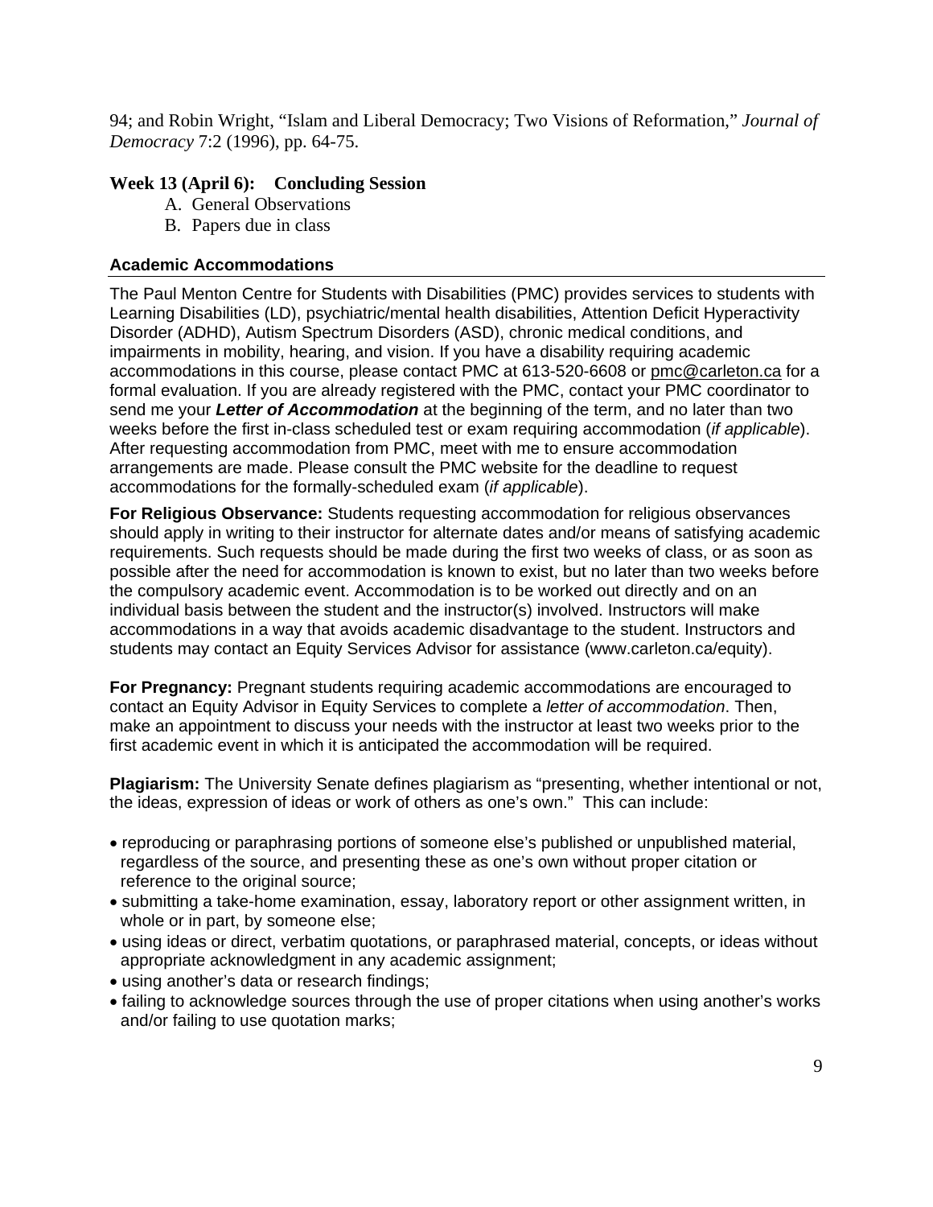94; and Robin Wright, "Islam and Liberal Democracy; Two Visions of Reformation," *Journal of Democracy* 7:2 (1996), pp. 64-75.

### Week 13 (April 6): Concluding Session

A. General Observations
B. Papers due in class

### Academic Accommodations

The Paul Menton Centre for Students with Disabilities (PMC) provides services to students with Learning Disabilities (LD), psychiatric/mental health disabilities, Attention Deficit Hyperactivity Disorder (ADHD), Autism Spectrum Disorders (ASD), chronic medical conditions, and impairments in mobility, hearing, and vision. If you have a disability requiring academic accommodations in this course, please contact PMC at 613-520-6608 or pmc@carleton.ca for a formal evaluation. If you are already registered with the PMC, contact your PMC coordinator to send me your ***Letter of Accommodation*** at the beginning of the term, and no later than two weeks before the first in-class scheduled test or exam requiring accommodation (*if applicable*). After requesting accommodation from PMC, meet with me to ensure accommodation arrangements are made. Please consult the PMC website for the deadline to request accommodations for the formally-scheduled exam (*if applicable*).

**For Religious Observance:** Students requesting accommodation for religious observances should apply in writing to their instructor for alternate dates and/or means of satisfying academic requirements. Such requests should be made during the first two weeks of class, or as soon as possible after the need for accommodation is known to exist, but no later than two weeks before the compulsory academic event. Accommodation is to be worked out directly and on an individual basis between the student and the instructor(s) involved. Instructors will make accommodations in a way that avoids academic disadvantage to the student. Instructors and students may contact an Equity Services Advisor for assistance (www.carleton.ca/equity).

**For Pregnancy:** Pregnant students requiring academic accommodations are encouraged to contact an Equity Advisor in Equity Services to complete a *letter of accommodation*. Then, make an appointment to discuss your needs with the instructor at least two weeks prior to the first academic event in which it is anticipated the accommodation will be required.

**Plagiarism:** The University Senate defines plagiarism as "presenting, whether intentional or not, the ideas, expression of ideas or work of others as one's own." This can include:

- reproducing or paraphrasing portions of someone else's published or unpublished material, regardless of the source, and presenting these as one's own without proper citation or reference to the original source;
- submitting a take-home examination, essay, laboratory report or other assignment written, in whole or in part, by someone else;
- using ideas or direct, verbatim quotations, or paraphrased material, concepts, or ideas without appropriate acknowledgment in any academic assignment;
- using another's data or research findings;
- failing to acknowledge sources through the use of proper citations when using another's works and/or failing to use quotation marks;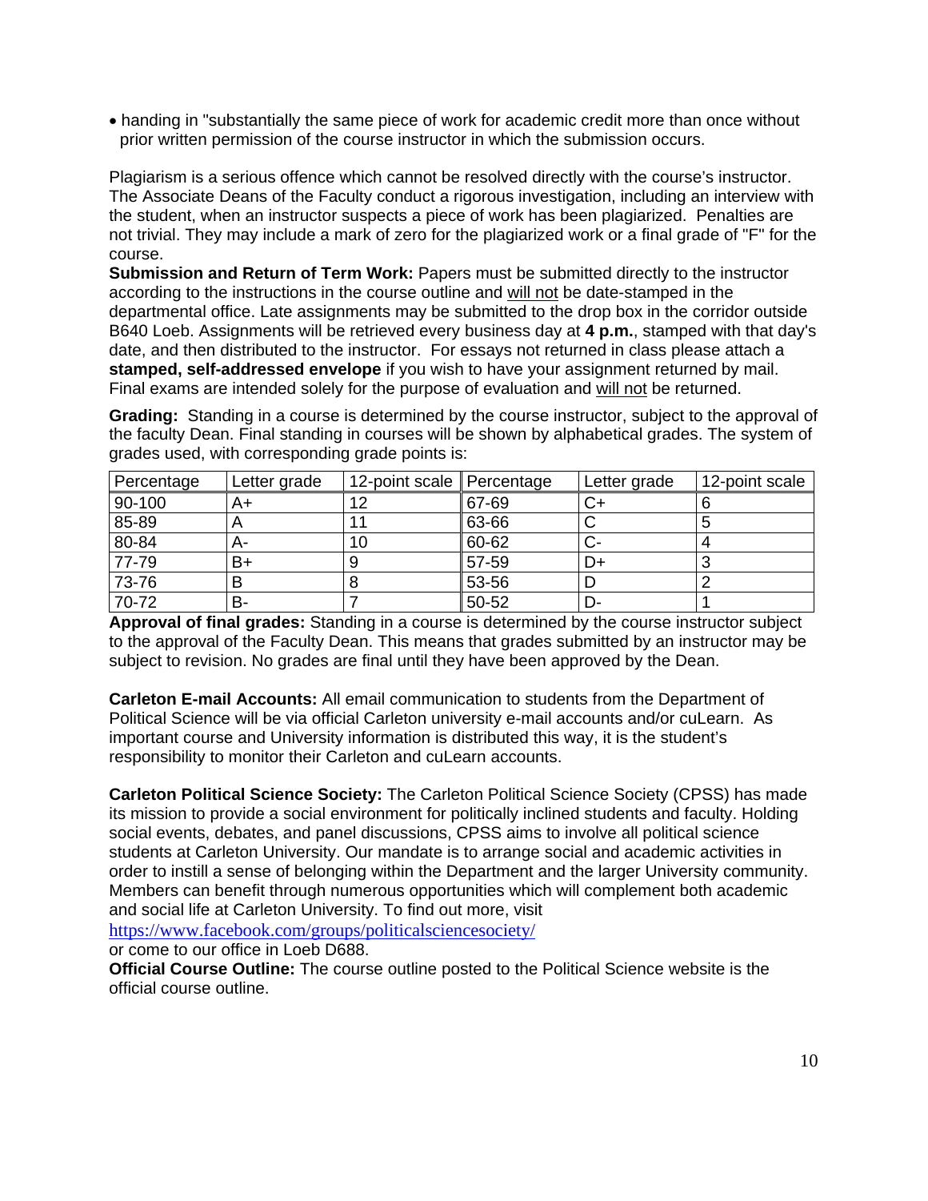- handing in "substantially the same piece of work for academic credit more than once without prior written permission of the course instructor in which the submission occurs.

Plagiarism is a serious offence which cannot be resolved directly with the course's instructor. The Associate Deans of the Faculty conduct a rigorous investigation, including an interview with the student, when an instructor suspects a piece of work has been plagiarized. Penalties are not trivial. They may include a mark of zero for the plagiarized work or a final grade of "F" for the course.

**Submission and Return of Term Work:** Papers must be submitted directly to the instructor according to the instructions in the course outline and will not be date-stamped in the departmental office. Late assignments may be submitted to the drop box in the corridor outside B640 Loeb. Assignments will be retrieved every business day at **4 p.m.**, stamped with that day's date, and then distributed to the instructor. For essays not returned in class please attach a **stamped, self-addressed envelope** if you wish to have your assignment returned by mail. Final exams are intended solely for the purpose of evaluation and will not be returned.

**Grading:** Standing in a course is determined by the course instructor, subject to the approval of the faculty Dean. Final standing in courses will be shown by alphabetical grades. The system of grades used, with corresponding grade points is:

| Percentage | Letter grade | 12-point scale | Percentage | Letter grade | 12-point scale |
|---|---|---|---|---|---|
| 90-100 | A+ | 12 | 67-69 | C+ | 6 |
| 85-89 | A | 11 | 63-66 | C | 5 |
| 80-84 | A- | 10 | 60-62 | C- | 4 |
| 77-79 | B+ | 9 | 57-59 | D+ | 3 |
| 73-76 | B | 8 | 53-56 | D | 2 |
| 70-72 | B- | 7 | 50-52 | D- | 1 |

**Approval of final grades:** Standing in a course is determined by the course instructor subject to the approval of the Faculty Dean. This means that grades submitted by an instructor may be subject to revision. No grades are final until they have been approved by the Dean.

**Carleton E-mail Accounts:** All email communication to students from the Department of Political Science will be via official Carleton university e-mail accounts and/or cuLearn. As important course and University information is distributed this way, it is the student's responsibility to monitor their Carleton and cuLearn accounts.

**Carleton Political Science Society:** The Carleton Political Science Society (CPSS) has made its mission to provide a social environment for politically inclined students and faculty. Holding social events, debates, and panel discussions, CPSS aims to involve all political science students at Carleton University. Our mandate is to arrange social and academic activities in order to instill a sense of belonging within the Department and the larger University community. Members can benefit through numerous opportunities which will complement both academic and social life at Carleton University. To find out more, visit https://www.facebook.com/groups/politicalsciencesociety/ or come to our office in Loeb D688.

**Official Course Outline:** The course outline posted to the Political Science website is the official course outline.